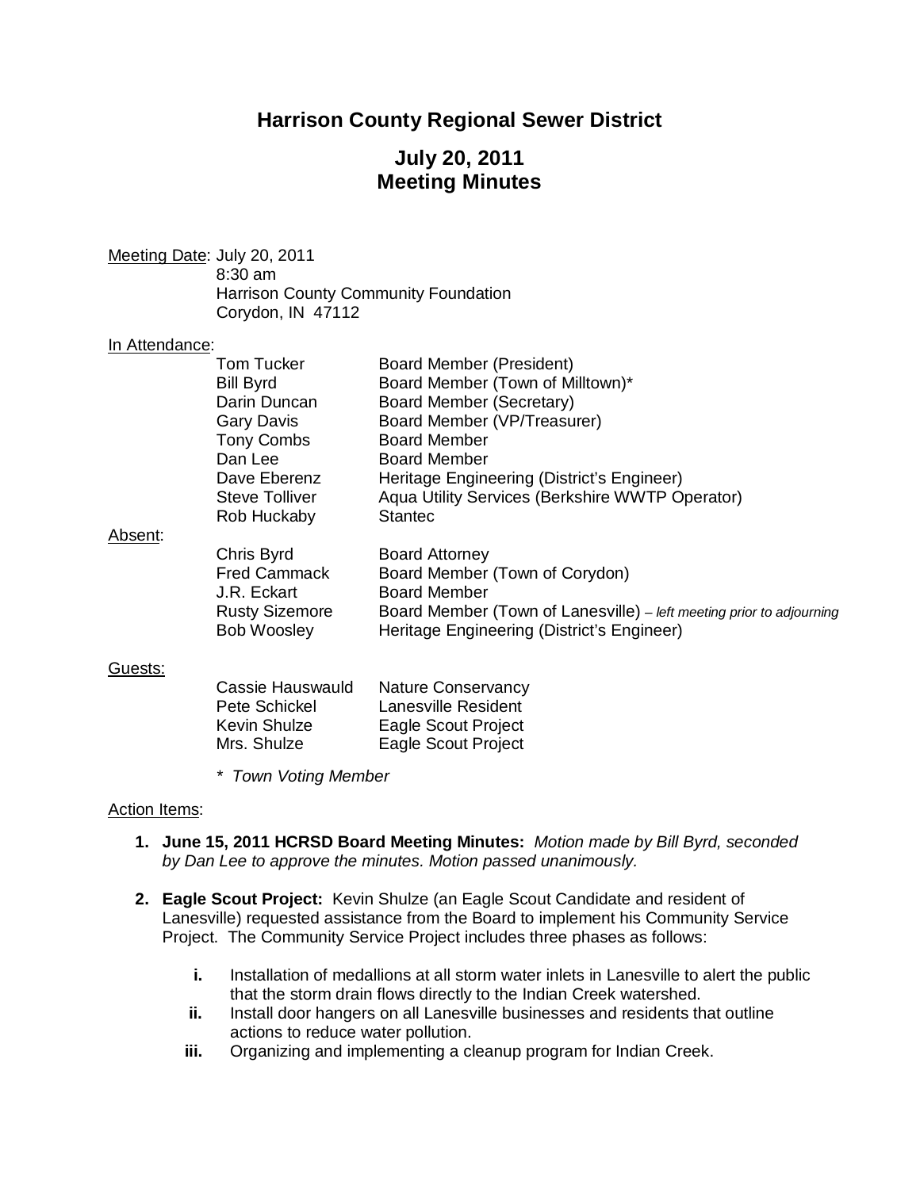# Harrison County Regional Sewer District

## July 20, 2011
## Meeting Minutes

Meeting Date: July 20, 2011
8:30 am
Harrison County Community Foundation
Corydon, IN 47112

In Attendance:

| | |
|---|---|
| Tom Tucker | Board Member (President) |
| Bill Byrd | Board Member (Town of Milltown)* |
| Darin Duncan | Board Member (Secretary) |
| Gary Davis | Board Member (VP/Treasurer) |
| Tony Combs | Board Member |
| Dan Lee | Board Member |
| Dave Eberenz | Heritage Engineering (District's Engineer) |
| Steve Tolliver | Aqua Utility Services (Berkshire WWTP Operator) |
| Rob Huckaby | Stantec |

Absent:

| | |
|---|---|
| Chris Byrd | Board Attorney |
| Fred Cammack | Board Member (Town of Corydon) |
| J.R. Eckart | Board Member |
| Rusty Sizemore | Board Member (Town of Lanesville) – *left meeting prior to adjourning* |
| Bob Woosley | Heritage Engineering (District's Engineer) |

Guests:

| | |
|---|---|
| Cassie Hauswauld | Nature Conservancy |
| Pete Schickel | Lanesville Resident |
| Kevin Shulze | Eagle Scout Project |
| Mrs. Shulze | Eagle Scout Project |

*\* Town Voting Member*

Action Items:

1. **June 15, 2011 HCRSD Board Meeting Minutes:** *Motion made by Bill Byrd, seconded by Dan Lee to approve the minutes. Motion passed unanimously.*

2. **Eagle Scout Project:** Kevin Shulze (an Eagle Scout Candidate and resident of Lanesville) requested assistance from the Board to implement his Community Service Project. The Community Service Project includes three phases as follows:

   - **i.** Installation of medallions at all storm water inlets in Lanesville to alert the public that the storm drain flows directly to the Indian Creek watershed.
   - **ii.** Install door hangers on all Lanesville businesses and residents that outline actions to reduce water pollution.
   - **iii.** Organizing and implementing a cleanup program for Indian Creek.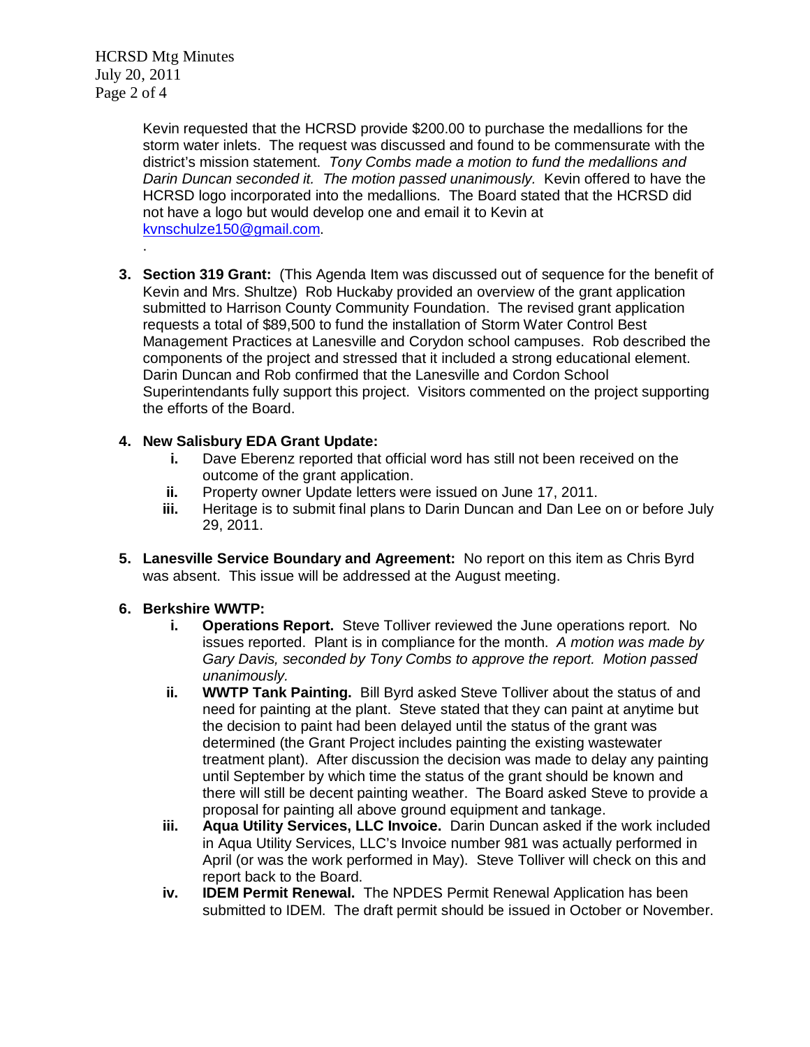Kevin requested that the HCRSD provide $200.00 to purchase the medallions for the storm water inlets. The request was discussed and found to be commensurate with the district's mission statement. *Tony Combs made a motion to fund the medallions and Darin Duncan seconded it. The motion passed unanimously.* Kevin offered to have the HCRSD logo incorporated into the medallions. The Board stated that the HCRSD did not have a logo but would develop one and email it to Kevin at kvnschulze150@gmail.com.

.

3. **Section 319 Grant:** (This Agenda Item was discussed out of sequence for the benefit of Kevin and Mrs. Shultze) Rob Huckaby provided an overview of the grant application submitted to Harrison County Community Foundation. The revised grant application requests a total of $89,500 to fund the installation of Storm Water Control Best Management Practices at Lanesville and Corydon school campuses. Rob described the components of the project and stressed that it included a strong educational element. Darin Duncan and Rob confirmed that the Lanesville and Cordon School Superintendants fully support this project. Visitors commented on the project supporting the efforts of the Board.

4. **New Salisbury EDA Grant Update:**
   - **i.** Dave Eberenz reported that official word has still not been received on the outcome of the grant application.
   - **ii.** Property owner Update letters were issued on June 17, 2011.
   - **iii.** Heritage is to submit final plans to Darin Duncan and Dan Lee on or before July 29, 2011.

5. **Lanesville Service Boundary and Agreement:** No report on this item as Chris Byrd was absent. This issue will be addressed at the August meeting.

6. **Berkshire WWTP:**
   - **i. Operations Report.** Steve Tolliver reviewed the June operations report. No issues reported. Plant is in compliance for the month. *A motion was made by Gary Davis, seconded by Tony Combs to approve the report. Motion passed unanimously.*
   - **ii. WWTP Tank Painting.** Bill Byrd asked Steve Tolliver about the status of and need for painting at the plant. Steve stated that they can paint at anytime but the decision to paint had been delayed until the status of the grant was determined (the Grant Project includes painting the existing wastewater treatment plant). After discussion the decision was made to delay any painting until September by which time the status of the grant should be known and there will still be decent painting weather. The Board asked Steve to provide a proposal for painting all above ground equipment and tankage.
   - **iii. Aqua Utility Services, LLC Invoice.** Darin Duncan asked if the work included in Aqua Utility Services, LLC's Invoice number 981 was actually performed in April (or was the work performed in May). Steve Tolliver will check on this and report back to the Board.
   - **iv. IDEM Permit Renewal.** The NPDES Permit Renewal Application has been submitted to IDEM. The draft permit should be issued in October or November.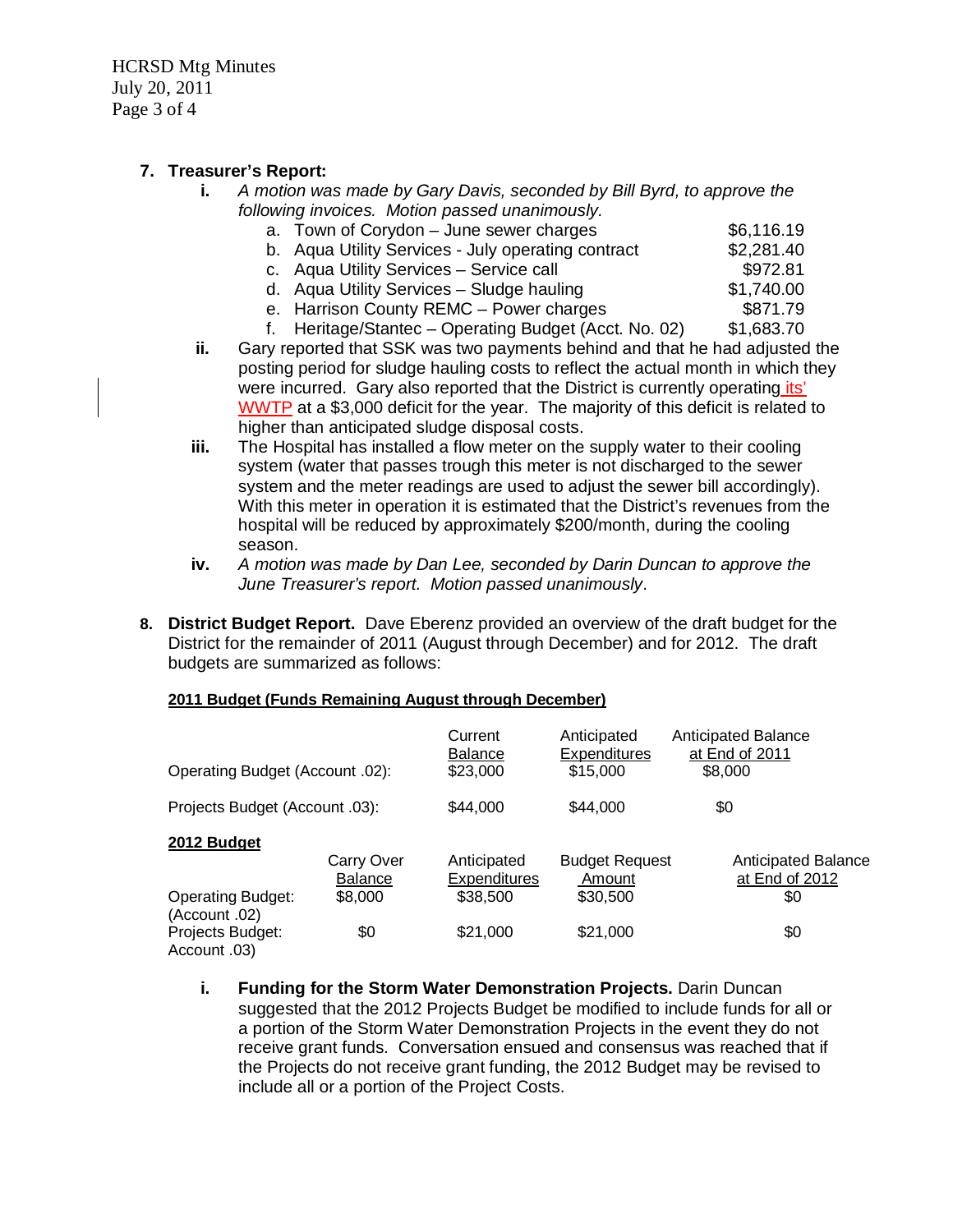## 7. Treasurer's Report:

i. *A motion was made by Gary Davis, seconded by Bill Byrd, to approve the following invoices. Motion passed unanimously.*

| | |
|---|---|
| a. Town of Corydon – June sewer charges | $6,116.19 |
| b. Aqua Utility Services - July operating contract | $2,281.40 |
| c. Aqua Utility Services – Service call | $972.81 |
| d. Aqua Utility Services – Sludge hauling | $1,740.00 |
| e. Harrison County REMC – Power charges | $871.79 |
| f. Heritage/Stantec – Operating Budget (Acct. No. 02) | $1,683.70 |

ii. Gary reported that SSK was two payments behind and that he had adjusted the posting period for sludge hauling costs to reflect the actual month in which they were incurred. Gary also reported that the District is currently operating its' WWTP at a $3,000 deficit for the year. The majority of this deficit is related to higher than anticipated sludge disposal costs.

iii. The Hospital has installed a flow meter on the supply water to their cooling system (water that passes trough this meter is not discharged to the sewer system and the meter readings are used to adjust the sewer bill accordingly). With this meter in operation it is estimated that the District's revenues from the hospital will be reduced by approximately $200/month, during the cooling season.

iv. *A motion was made by Dan Lee, seconded by Darin Duncan to approve the June Treasurer's report. Motion passed unanimously*.

## 8. District Budget Report.

Dave Eberenz provided an overview of the draft budget for the District for the remainder of 2011 (August through December) and for 2012. The draft budgets are summarized as follows:

**2011 Budget (Funds Remaining August through December)**

| | Current Balance | Anticipated Expenditures | Anticipated Balance at End of 2011 |
|---|---|---|---|
| Operating Budget (Account .02): | $23,000 | $15,000 | $8,000 |
| Projects Budget (Account .03): | $44,000 | $44,000 | $0 |

**2012 Budget**

| | Carry Over Balance | Anticipated Expenditures | Budget Request Amount | Anticipated Balance at End of 2012 |
|---|---|---|---|---|
| Operating Budget: (Account .02) | $8,000 | $38,500 | $30,500 | $0 |
| Projects Budget: Account .03) | $0 | $21,000 | $21,000 | $0 |

i. **Funding for the Storm Water Demonstration Projects.** Darin Duncan suggested that the 2012 Projects Budget be modified to include funds for all or a portion of the Storm Water Demonstration Projects in the event they do not receive grant funds. Conversation ensued and consensus was reached that if the Projects do not receive grant funding, the 2012 Budget may be revised to include all or a portion of the Project Costs.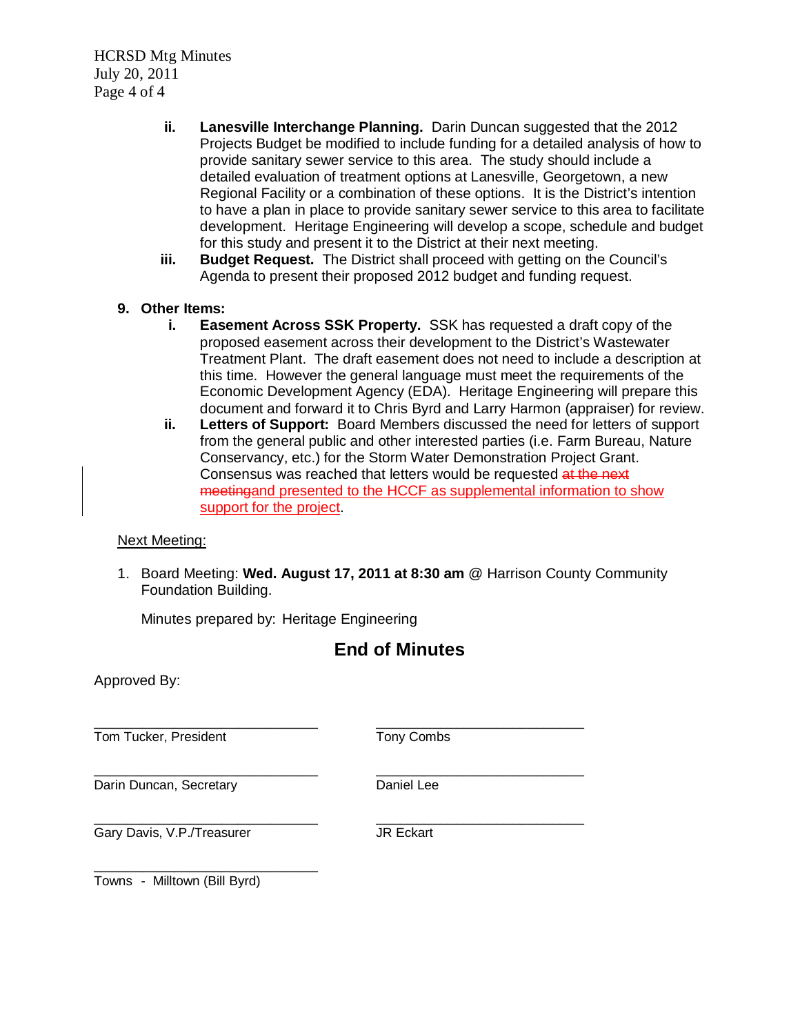ii. **Lanesville Interchange Planning.** Darin Duncan suggested that the 2012 Projects Budget be modified to include funding for a detailed analysis of how to provide sanitary sewer service to this area. The study should include a detailed evaluation of treatment options at Lanesville, Georgetown, a new Regional Facility or a combination of these options. It is the District's intention to have a plan in place to provide sanitary sewer service to this area to facilitate development. Heritage Engineering will develop a scope, schedule and budget for this study and present it to the District at their next meeting.

iii. **Budget Request.** The District shall proceed with getting on the Council's Agenda to present their proposed 2012 budget and funding request.

**9. Other Items:**

i. **Easement Across SSK Property.** SSK has requested a draft copy of the proposed easement across their development to the District's Wastewater Treatment Plant. The draft easement does not need to include a description at this time. However the general language must meet the requirements of the Economic Development Agency (EDA). Heritage Engineering will prepare this document and forward it to Chris Byrd and Larry Harmon (appraiser) for review.

ii. **Letters of Support:** Board Members discussed the need for letters of support from the general public and other interested parties (i.e. Farm Bureau, Nature Conservancy, etc.) for the Storm Water Demonstration Project Grant. Consensus was reached that letters would be requested ~~at the next meeting~~and presented to the HCCF as supplemental information to show support for the project.

Next Meeting:

1. Board Meeting: **Wed. August 17, 2011 at 8:30 am** @ Harrison County Community Foundation Building.

   Minutes prepared by: Heritage Engineering

## End of Minutes

Approved By:

| | |
|---|---|
| ______________________ | ______________________ |
| Tom Tucker, President | Tony Combs |
| ______________________ | ______________________ |
| Darin Duncan, Secretary | Daniel Lee |
| ______________________ | ______________________ |
| Gary Davis, V.P./Treasurer | JR Eckart |
| ______________________ | |
| Towns - Milltown (Bill Byrd) | |